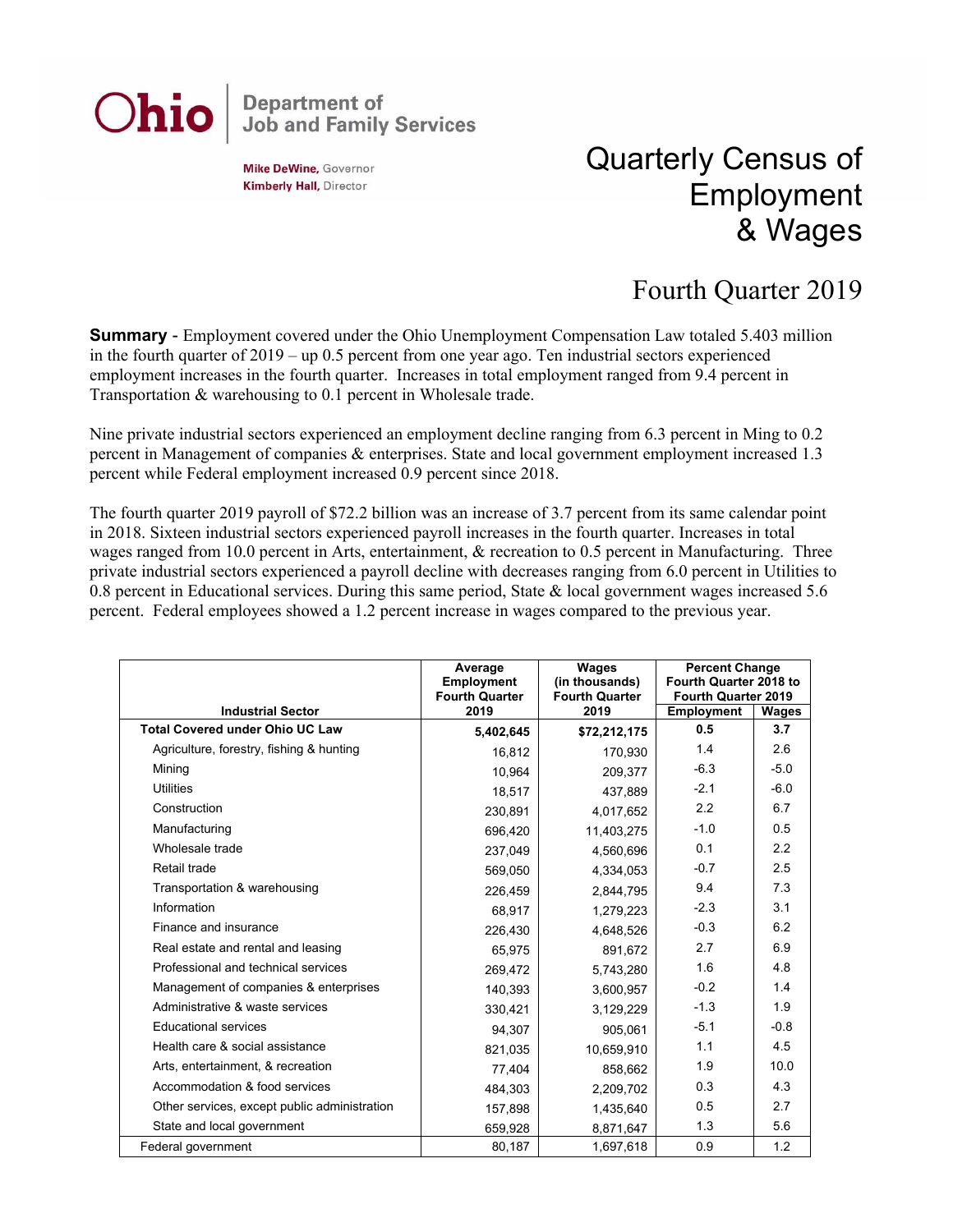Ohio | Department of Job and Family Services

**Mike DeWine,** Governor
**Kimberly Hall,** Director

# Quarterly Census of Employment & Wages

## Fourth Quarter 2019

**Summary** - Employment covered under the Ohio Unemployment Compensation Law totaled 5.403 million in the fourth quarter of 2019 – up 0.5 percent from one year ago. Ten industrial sectors experienced employment increases in the fourth quarter. Increases in total employment ranged from 9.4 percent in Transportation & warehousing to 0.1 percent in Wholesale trade.

Nine private industrial sectors experienced an employment decline ranging from 6.3 percent in Ming to 0.2 percent in Management of companies & enterprises. State and local government employment increased 1.3 percent while Federal employment increased 0.9 percent since 2018.

The fourth quarter 2019 payroll of $72.2 billion was an increase of 3.7 percent from its same calendar point in 2018. Sixteen industrial sectors experienced payroll increases in the fourth quarter. Increases in total wages ranged from 10.0 percent in Arts, entertainment, & recreation to 0.5 percent in Manufacturing. Three private industrial sectors experienced a payroll decline with decreases ranging from 6.0 percent in Utilities to 0.8 percent in Educational services. During this same period, State & local government wages increased 5.6 percent. Federal employees showed a 1.2 percent increase in wages compared to the previous year.

| Industrial Sector | Average Employment Fourth Quarter 2019 | Wages (in thousands) Fourth Quarter 2019 | Percent Change Fourth Quarter 2018 to Fourth Quarter 2019 | |
|---|---|---|---|---|
| | | | Employment | Wages |
| **Total Covered under Ohio UC Law** | **5,402,645** | **$72,212,175** | **0.5** | **3.7** |
| Agriculture, forestry, fishing & hunting | 16,812 | 170,930 | 1.4 | 2.6 |
| Mining | 10,964 | 209,377 | -6.3 | -5.0 |
| Utilities | 18,517 | 437,889 | -2.1 | -6.0 |
| Construction | 230,891 | 4,017,652 | 2.2 | 6.7 |
| Manufacturing | 696,420 | 11,403,275 | -1.0 | 0.5 |
| Wholesale trade | 237,049 | 4,560,696 | 0.1 | 2.2 |
| Retail trade | 569,050 | 4,334,053 | -0.7 | 2.5 |
| Transportation & warehousing | 226,459 | 2,844,795 | 9.4 | 7.3 |
| Information | 68,917 | 1,279,223 | -2.3 | 3.1 |
| Finance and insurance | 226,430 | 4,648,526 | -0.3 | 6.2 |
| Real estate and rental and leasing | 65,975 | 891,672 | 2.7 | 6.9 |
| Professional and technical services | 269,472 | 5,743,280 | 1.6 | 4.8 |
| Management of companies & enterprises | 140,393 | 3,600,957 | -0.2 | 1.4 |
| Administrative & waste services | 330,421 | 3,129,229 | -1.3 | 1.9 |
| Educational services | 94,307 | 905,061 | -5.1 | -0.8 |
| Health care & social assistance | 821,035 | 10,659,910 | 1.1 | 4.5 |
| Arts, entertainment, & recreation | 77,404 | 858,662 | 1.9 | 10.0 |
| Accommodation & food services | 484,303 | 2,209,702 | 0.3 | 4.3 |
| Other services, except public administration | 157,898 | 1,435,640 | 0.5 | 2.7 |
| State and local government | 659,928 | 8,871,647 | 1.3 | 5.6 |
| Federal government | 80,187 | 1,697,618 | 0.9 | 1.2 |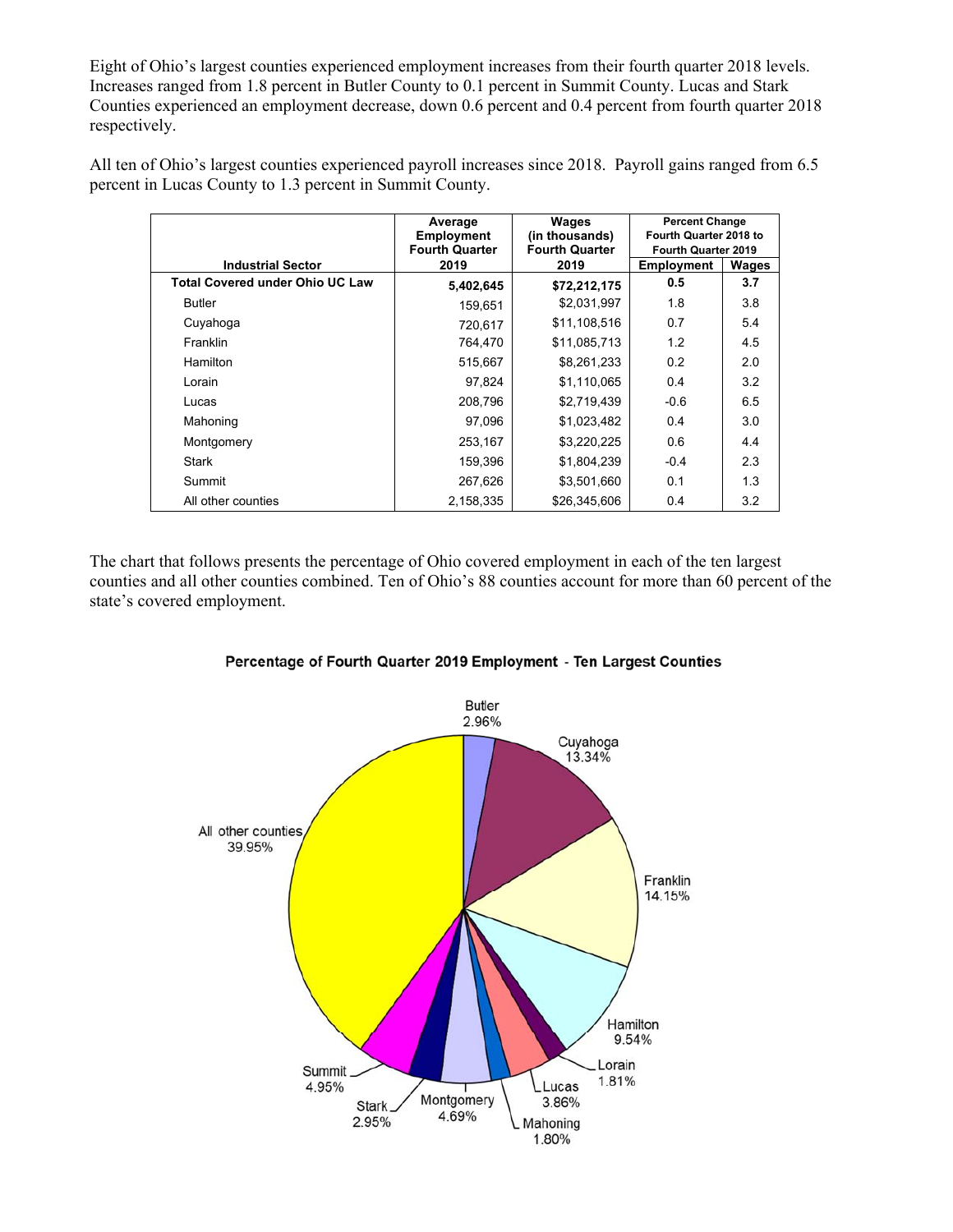Eight of Ohio's largest counties experienced employment increases from their fourth quarter 2018 levels. Increases ranged from 1.8 percent in Butler County to 0.1 percent in Summit County. Lucas and Stark Counties experienced an employment decrease, down 0.6 percent and 0.4 percent from fourth quarter 2018 respectively.

All ten of Ohio's largest counties experienced payroll increases since 2018. Payroll gains ranged from 6.5 percent in Lucas County to 1.3 percent in Summit County.

| Industrial Sector | Average Employment Fourth Quarter 2019 | Wages (in thousands) Fourth Quarter 2019 | Percent Change Fourth Quarter 2018 to Fourth Quarter 2019 | |
|---|---|---|---|---|
| | | | Employment | Wages |
| **Total Covered under Ohio UC Law** | **5,402,645** | **$72,212,175** | **0.5** | **3.7** |
| Butler | 159,651 | $2,031,997 | 1.8 | 3.8 |
| Cuyahoga | 720,617 | $11,108,516 | 0.7 | 5.4 |
| Franklin | 764,470 | $11,085,713 | 1.2 | 4.5 |
| Hamilton | 515,667 | $8,261,233 | 0.2 | 2.0 |
| Lorain | 97,824 | $1,110,065 | 0.4 | 3.2 |
| Lucas | 208,796 | $2,719,439 | -0.6 | 6.5 |
| Mahoning | 97,096 | $1,023,482 | 0.4 | 3.0 |
| Montgomery | 253,167 | $3,220,225 | 0.6 | 4.4 |
| Stark | 159,396 | $1,804,239 | -0.4 | 2.3 |
| Summit | 267,626 | $3,501,660 | 0.1 | 1.3 |
| All other counties | 2,158,335 | $26,345,606 | 0.4 | 3.2 |

The chart that follows presents the percentage of Ohio covered employment in each of the ten largest counties and all other counties combined. Ten of Ohio's 88 counties account for more than 60 percent of the state's covered employment.

**Percentage of Fourth Quarter 2019 Employment - Ten Largest Counties**

Butler 2.96%, Cuyahoga 13.34%, Franklin 14.15%, Hamilton 9.54%, Lorain 1.81%, Lucas 3.86%, Mahoning 1.80%, Montgomery 4.69%, Stark 2.95%, Summit 4.95%, All other counties 39.95%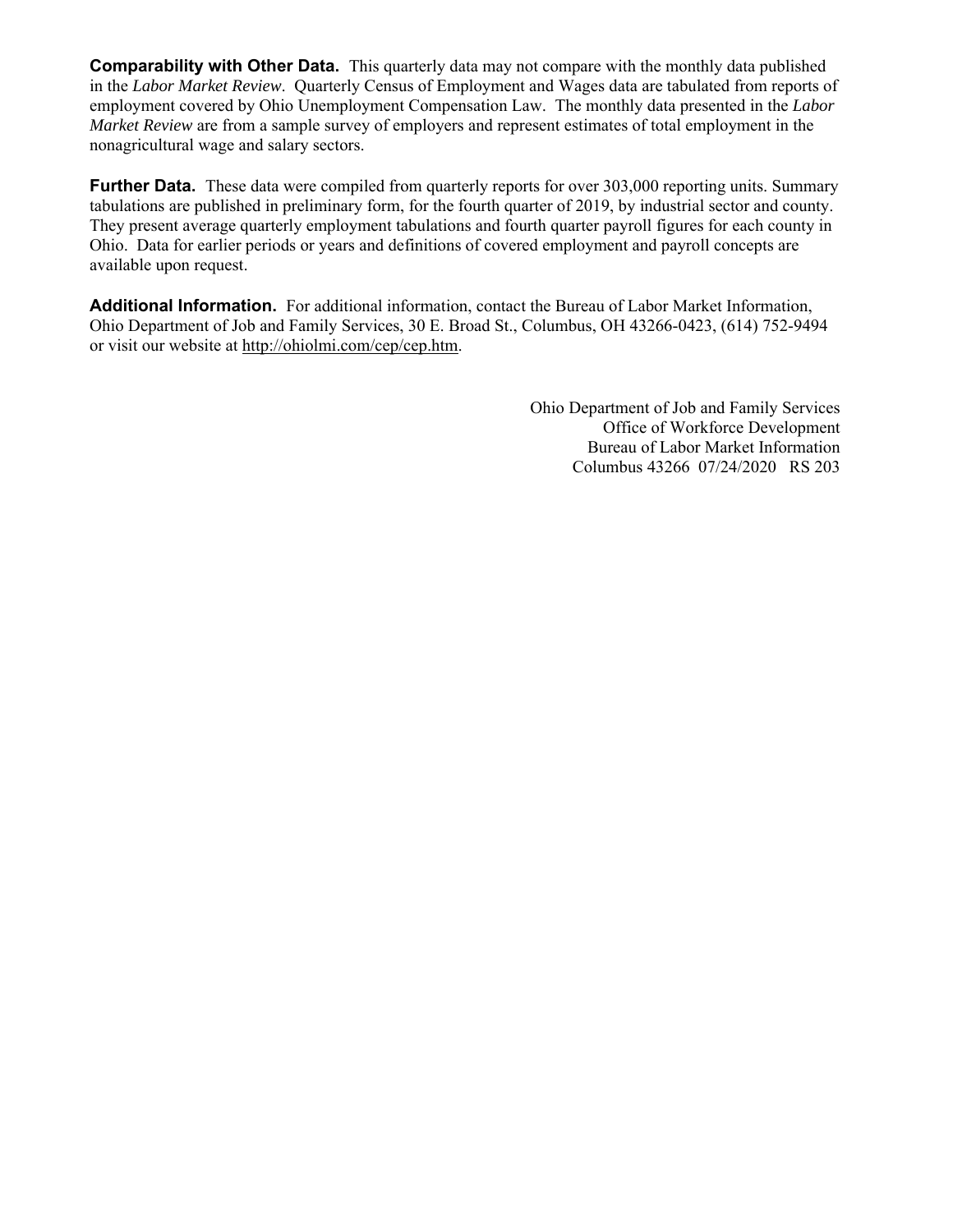**Comparability with Other Data.** This quarterly data may not compare with the monthly data published in the *Labor Market Review*. Quarterly Census of Employment and Wages data are tabulated from reports of employment covered by Ohio Unemployment Compensation Law. The monthly data presented in the *Labor Market Review* are from a sample survey of employers and represent estimates of total employment in the nonagricultural wage and salary sectors.

**Further Data.** These data were compiled from quarterly reports for over 303,000 reporting units. Summary tabulations are published in preliminary form, for the fourth quarter of 2019, by industrial sector and county. They present average quarterly employment tabulations and fourth quarter payroll figures for each county in Ohio. Data for earlier periods or years and definitions of covered employment and payroll concepts are available upon request.

**Additional Information.** For additional information, contact the Bureau of Labor Market Information, Ohio Department of Job and Family Services, 30 E. Broad St., Columbus, OH 43266-0423, (614) 752-9494 or visit our website at http://ohiolmi.com/cep/cep.htm.

Ohio Department of Job and Family Services
Office of Workforce Development
Bureau of Labor Market Information
Columbus 43266 07/24/2020 RS 203